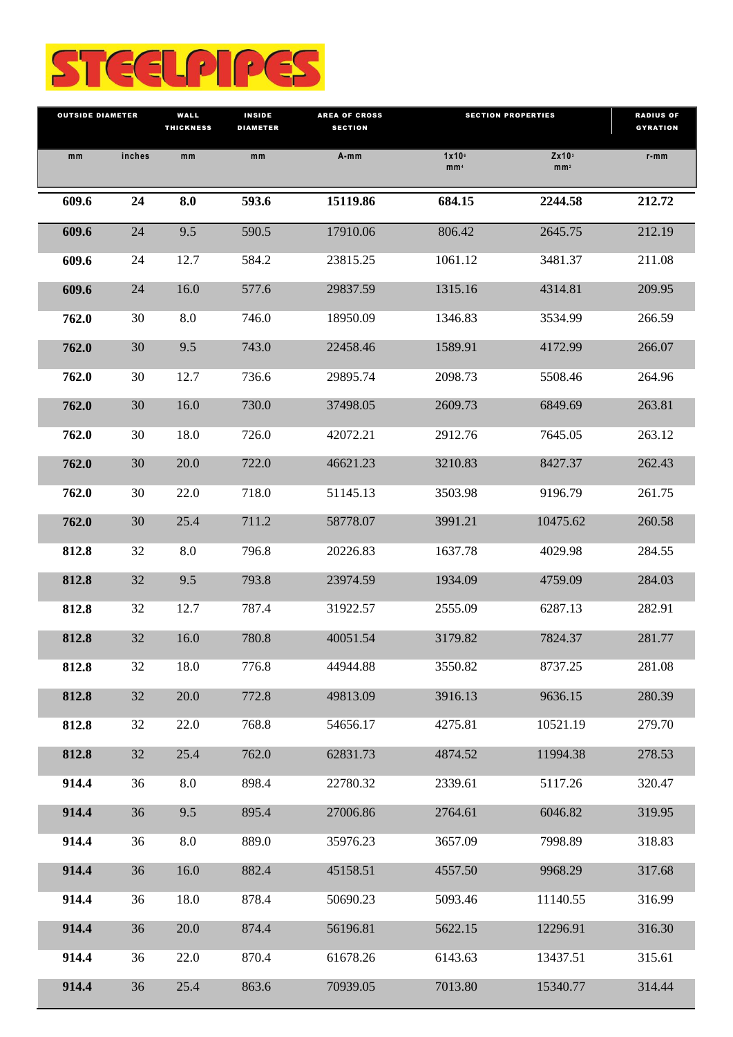# STEELPIPES

| OUTSIDE DIAMETER | | WALL THICKNESS | INSIDE DIAMETER | AREA OF CROSS SECTION | SECTION PROPERTIES | | RADIUS OF GYRATION |
|---|---|---|---|---|---|---|---|
| mm | inches | mm | mm | A-mm | 1x10⁶ mm⁴ | Zx10³ mm³ | r-mm |
| **609.6** | **24** | **8.0** | **593.6** | **15119.86** | **684.15** | **2244.58** | **212.72** |
| **609.6** | 24 | 9.5 | 590.5 | 17910.06 | 806.42 | 2645.75 | 212.19 |
| **609.6** | 24 | 12.7 | 584.2 | 23815.25 | 1061.12 | 3481.37 | 211.08 |
| **609.6** | 24 | 16.0 | 577.6 | 29837.59 | 1315.16 | 4314.81 | 209.95 |
| **762.0** | 30 | 8.0 | 746.0 | 18950.09 | 1346.83 | 3534.99 | 266.59 |
| **762.0** | 30 | 9.5 | 743.0 | 22458.46 | 1589.91 | 4172.99 | 266.07 |
| **762.0** | 30 | 12.7 | 736.6 | 29895.74 | 2098.73 | 5508.46 | 264.96 |
| **762.0** | 30 | 16.0 | 730.0 | 37498.05 | 2609.73 | 6849.69 | 263.81 |
| **762.0** | 30 | 18.0 | 726.0 | 42072.21 | 2912.76 | 7645.05 | 263.12 |
| **762.0** | 30 | 20.0 | 722.0 | 46621.23 | 3210.83 | 8427.37 | 262.43 |
| **762.0** | 30 | 22.0 | 718.0 | 51145.13 | 3503.98 | 9196.79 | 261.75 |
| **762.0** | 30 | 25.4 | 711.2 | 58778.07 | 3991.21 | 10475.62 | 260.58 |
| **812.8** | 32 | 8.0 | 796.8 | 20226.83 | 1637.78 | 4029.98 | 284.55 |
| **812.8** | 32 | 9.5 | 793.8 | 23974.59 | 1934.09 | 4759.09 | 284.03 |
| **812.8** | 32 | 12.7 | 787.4 | 31922.57 | 2555.09 | 6287.13 | 282.91 |
| **812.8** | 32 | 16.0 | 780.8 | 40051.54 | 3179.82 | 7824.37 | 281.77 |
| **812.8** | 32 | 18.0 | 776.8 | 44944.88 | 3550.82 | 8737.25 | 281.08 |
| **812.8** | 32 | 20.0 | 772.8 | 49813.09 | 3916.13 | 9636.15 | 280.39 |
| **812.8** | 32 | 22.0 | 768.8 | 54656.17 | 4275.81 | 10521.19 | 279.70 |
| **812.8** | 32 | 25.4 | 762.0 | 62831.73 | 4874.52 | 11994.38 | 278.53 |
| **914.4** | 36 | 8.0 | 898.4 | 22780.32 | 2339.61 | 5117.26 | 320.47 |
| **914.4** | 36 | 9.5 | 895.4 | 27006.86 | 2764.61 | 6046.82 | 319.95 |
| **914.4** | 36 | 8.0 | 889.0 | 35976.23 | 3657.09 | 7998.89 | 318.83 |
| **914.4** | 36 | 16.0 | 882.4 | 45158.51 | 4557.50 | 9968.29 | 317.68 |
| **914.4** | 36 | 18.0 | 878.4 | 50690.23 | 5093.46 | 11140.55 | 316.99 |
| **914.4** | 36 | 20.0 | 874.4 | 56196.81 | 5622.15 | 12296.91 | 316.30 |
| **914.4** | 36 | 22.0 | 870.4 | 61678.26 | 6143.63 | 13437.51 | 315.61 |
| **914.4** | 36 | 25.4 | 863.6 | 70939.05 | 7013.80 | 15340.77 | 314.44 |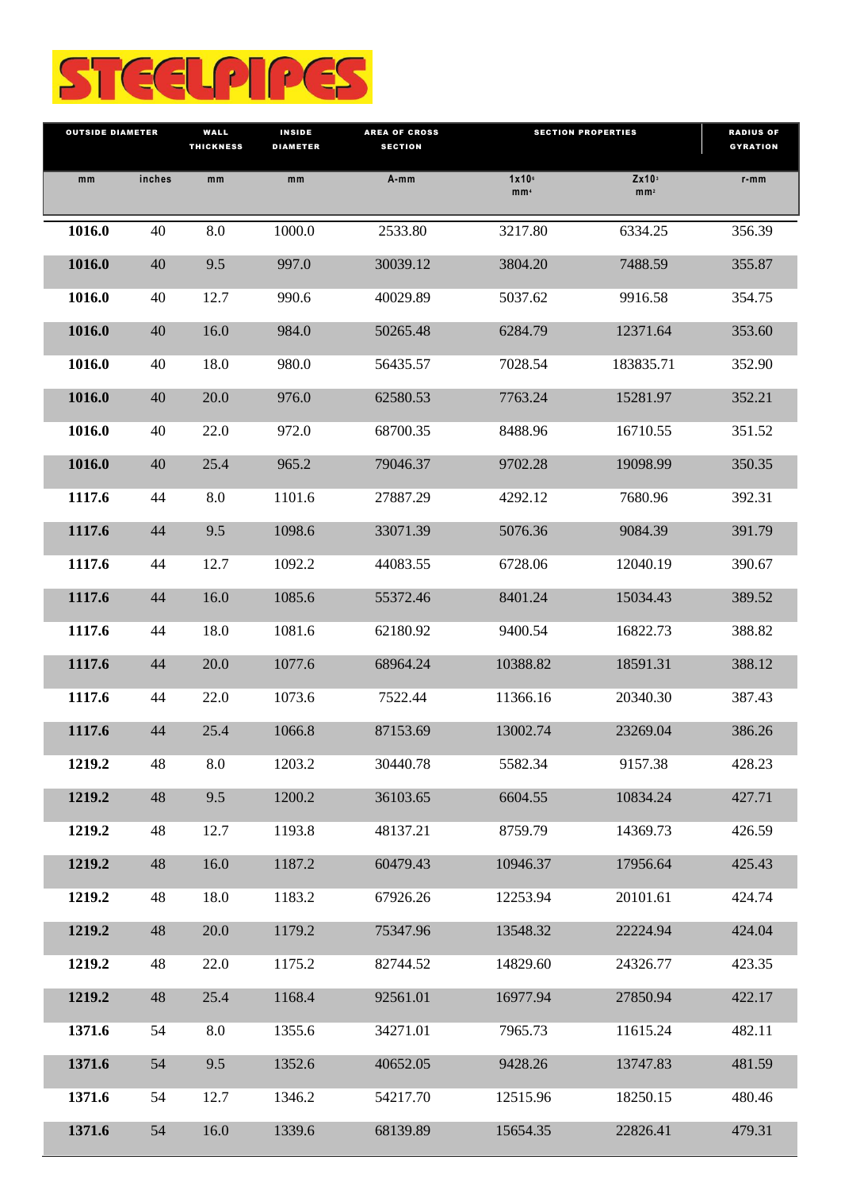# STEELPIPES

| OUTSIDE DIAMETER | | WALL THICKNESS | INSIDE DIAMETER | AREA OF CROSS SECTION | SECTION PROPERTIES | | RADIUS OF GYRATION |
|---|---|---|---|---|---|---|---|
| mm | inches | mm | mm | A-mm | $1x10^6$ $mm^4$ | $Zx10^3$ $mm^3$ | r-mm |
| **1016.0** | 40 | 8.0 | 1000.0 | 2533.80 | 3217.80 | 6334.25 | 356.39 |
| **1016.0** | 40 | 9.5 | 997.0 | 30039.12 | 3804.20 | 7488.59 | 355.87 |
| **1016.0** | 40 | 12.7 | 990.6 | 40029.89 | 5037.62 | 9916.58 | 354.75 |
| **1016.0** | 40 | 16.0 | 984.0 | 50265.48 | 6284.79 | 12371.64 | 353.60 |
| **1016.0** | 40 | 18.0 | 980.0 | 56435.57 | 7028.54 | 183835.71 | 352.90 |
| **1016.0** | 40 | 20.0 | 976.0 | 62580.53 | 7763.24 | 15281.97 | 352.21 |
| **1016.0** | 40 | 22.0 | 972.0 | 68700.35 | 8488.96 | 16710.55 | 351.52 |
| **1016.0** | 40 | 25.4 | 965.2 | 79046.37 | 9702.28 | 19098.99 | 350.35 |
| **1117.6** | 44 | 8.0 | 1101.6 | 27887.29 | 4292.12 | 7680.96 | 392.31 |
| **1117.6** | 44 | 9.5 | 1098.6 | 33071.39 | 5076.36 | 9084.39 | 391.79 |
| **1117.6** | 44 | 12.7 | 1092.2 | 44083.55 | 6728.06 | 12040.19 | 390.67 |
| **1117.6** | 44 | 16.0 | 1085.6 | 55372.46 | 8401.24 | 15034.43 | 389.52 |
| **1117.6** | 44 | 18.0 | 1081.6 | 62180.92 | 9400.54 | 16822.73 | 388.82 |
| **1117.6** | 44 | 20.0 | 1077.6 | 68964.24 | 10388.82 | 18591.31 | 388.12 |
| **1117.6** | 44 | 22.0 | 1073.6 | 7522.44 | 11366.16 | 20340.30 | 387.43 |
| **1117.6** | 44 | 25.4 | 1066.8 | 87153.69 | 13002.74 | 23269.04 | 386.26 |
| **1219.2** | 48 | 8.0 | 1203.2 | 30440.78 | 5582.34 | 9157.38 | 428.23 |
| **1219.2** | 48 | 9.5 | 1200.2 | 36103.65 | 6604.55 | 10834.24 | 427.71 |
| **1219.2** | 48 | 12.7 | 1193.8 | 48137.21 | 8759.79 | 14369.73 | 426.59 |
| **1219.2** | 48 | 16.0 | 1187.2 | 60479.43 | 10946.37 | 17956.64 | 425.43 |
| **1219.2** | 48 | 18.0 | 1183.2 | 67926.26 | 12253.94 | 20101.61 | 424.74 |
| **1219.2** | 48 | 20.0 | 1179.2 | 75347.96 | 13548.32 | 22224.94 | 424.04 |
| **1219.2** | 48 | 22.0 | 1175.2 | 82744.52 | 14829.60 | 24326.77 | 423.35 |
| **1219.2** | 48 | 25.4 | 1168.4 | 92561.01 | 16977.94 | 27850.94 | 422.17 |
| **1371.6** | 54 | 8.0 | 1355.6 | 34271.01 | 7965.73 | 11615.24 | 482.11 |
| **1371.6** | 54 | 9.5 | 1352.6 | 40652.05 | 9428.26 | 13747.83 | 481.59 |
| **1371.6** | 54 | 12.7 | 1346.2 | 54217.70 | 12515.96 | 18250.15 | 480.46 |
| **1371.6** | 54 | 16.0 | 1339.6 | 68139.89 | 15654.35 | 22826.41 | 479.31 |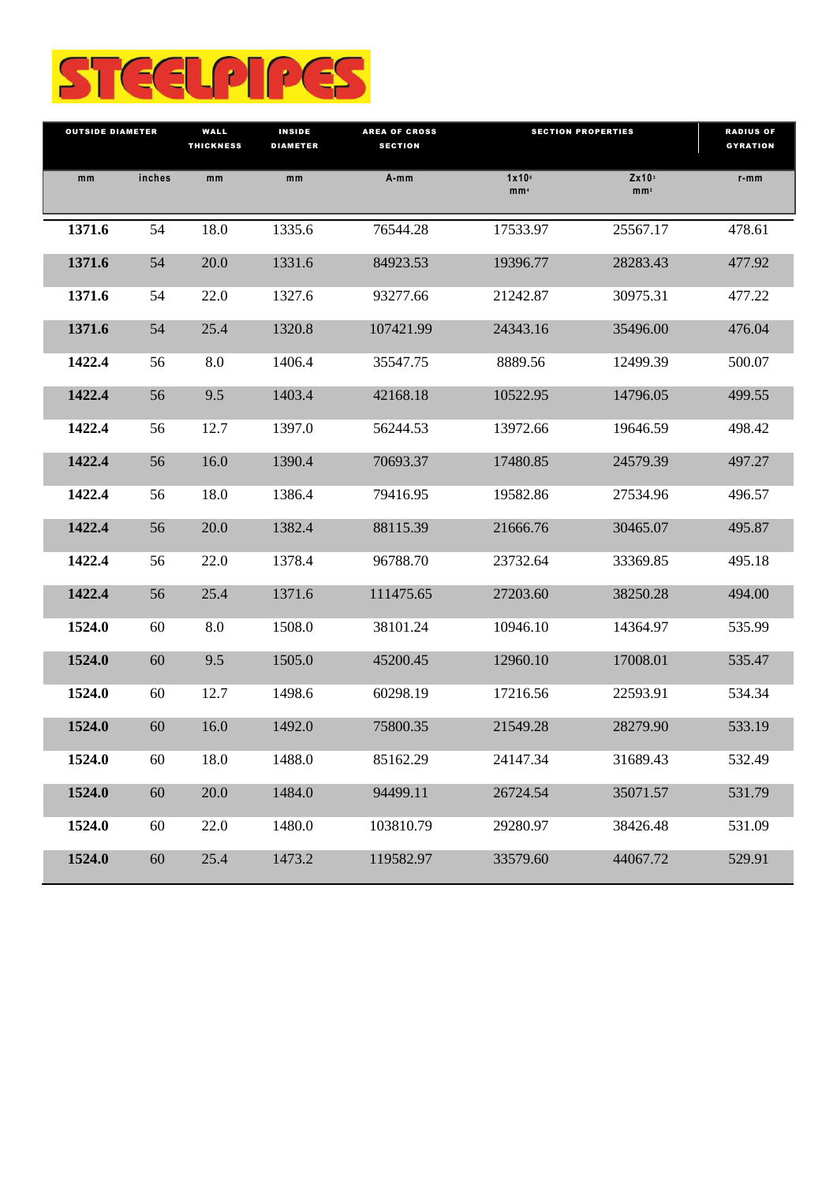# STEELPIPES

| OUTSIDE DIAMETER | | WALL THICKNESS | INSIDE DIAMETER | AREA OF CROSS SECTION | SECTION PROPERTIES | | RADIUS OF GYRATION |
|---|---|---|---|---|---|---|---|
| mm | inches | mm | mm | A-mm | $1x10^6$ $mm^4$ | $Zx10^3$ $mm^3$ | r-mm |
| **1371.6** | 54 | 18.0 | 1335.6 | 76544.28 | 17533.97 | 25567.17 | 478.61 |
| **1371.6** | 54 | 20.0 | 1331.6 | 84923.53 | 19396.77 | 28283.43 | 477.92 |
| **1371.6** | 54 | 22.0 | 1327.6 | 93277.66 | 21242.87 | 30975.31 | 477.22 |
| **1371.6** | 54 | 25.4 | 1320.8 | 107421.99 | 24343.16 | 35496.00 | 476.04 |
| **1422.4** | 56 | 8.0 | 1406.4 | 35547.75 | 8889.56 | 12499.39 | 500.07 |
| **1422.4** | 56 | 9.5 | 1403.4 | 42168.18 | 10522.95 | 14796.05 | 499.55 |
| **1422.4** | 56 | 12.7 | 1397.0 | 56244.53 | 13972.66 | 19646.59 | 498.42 |
| **1422.4** | 56 | 16.0 | 1390.4 | 70693.37 | 17480.85 | 24579.39 | 497.27 |
| **1422.4** | 56 | 18.0 | 1386.4 | 79416.95 | 19582.86 | 27534.96 | 496.57 |
| **1422.4** | 56 | 20.0 | 1382.4 | 88115.39 | 21666.76 | 30465.07 | 495.87 |
| **1422.4** | 56 | 22.0 | 1378.4 | 96788.70 | 23732.64 | 33369.85 | 495.18 |
| **1422.4** | 56 | 25.4 | 1371.6 | 111475.65 | 27203.60 | 38250.28 | 494.00 |
| **1524.0** | 60 | 8.0 | 1508.0 | 38101.24 | 10946.10 | 14364.97 | 535.99 |
| **1524.0** | 60 | 9.5 | 1505.0 | 45200.45 | 12960.10 | 17008.01 | 535.47 |
| **1524.0** | 60 | 12.7 | 1498.6 | 60298.19 | 17216.56 | 22593.91 | 534.34 |
| **1524.0** | 60 | 16.0 | 1492.0 | 75800.35 | 21549.28 | 28279.90 | 533.19 |
| **1524.0** | 60 | 18.0 | 1488.0 | 85162.29 | 24147.34 | 31689.43 | 532.49 |
| **1524.0** | 60 | 20.0 | 1484.0 | 94499.11 | 26724.54 | 35071.57 | 531.79 |
| **1524.0** | 60 | 22.0 | 1480.0 | 103810.79 | 29280.97 | 38426.48 | 531.09 |
| **1524.0** | 60 | 25.4 | 1473.2 | 119582.97 | 33579.60 | 44067.72 | 529.91 |